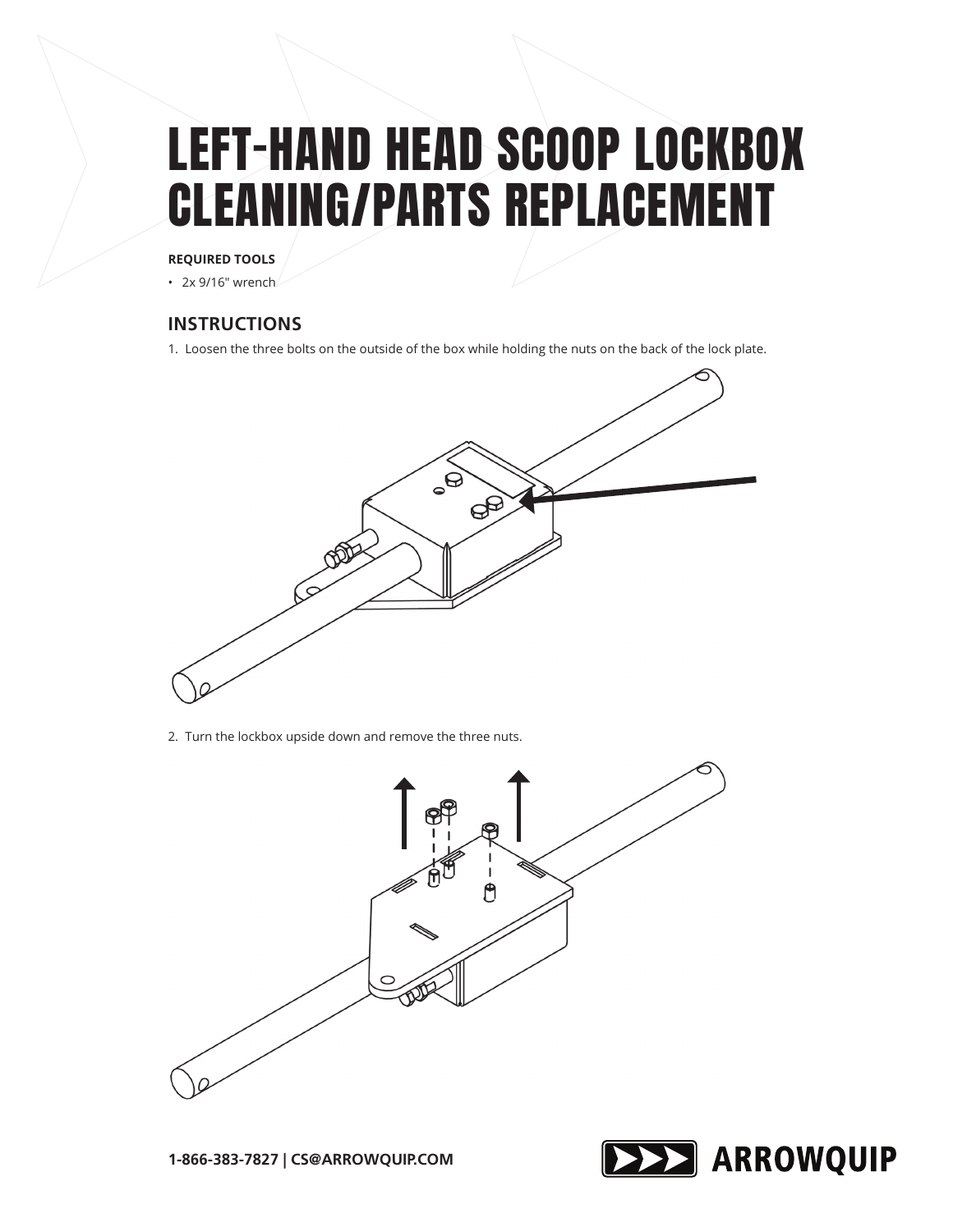# LEFT-HAND HEAD SCOOP LOCKBOX CLEANING/PARTS REPLACEMENT

**REQUIRED TOOLS**

- 2x 9/16" wrench

## INSTRUCTIONS

1. Loosen the three bolts on the outside of the box while holding the nuts on the back of the lock plate.

2. Turn the lockbox upside down and remove the three nuts.

**1-866-383-7827 | CS@ARROWQUIP.COM**

ARROWQUIP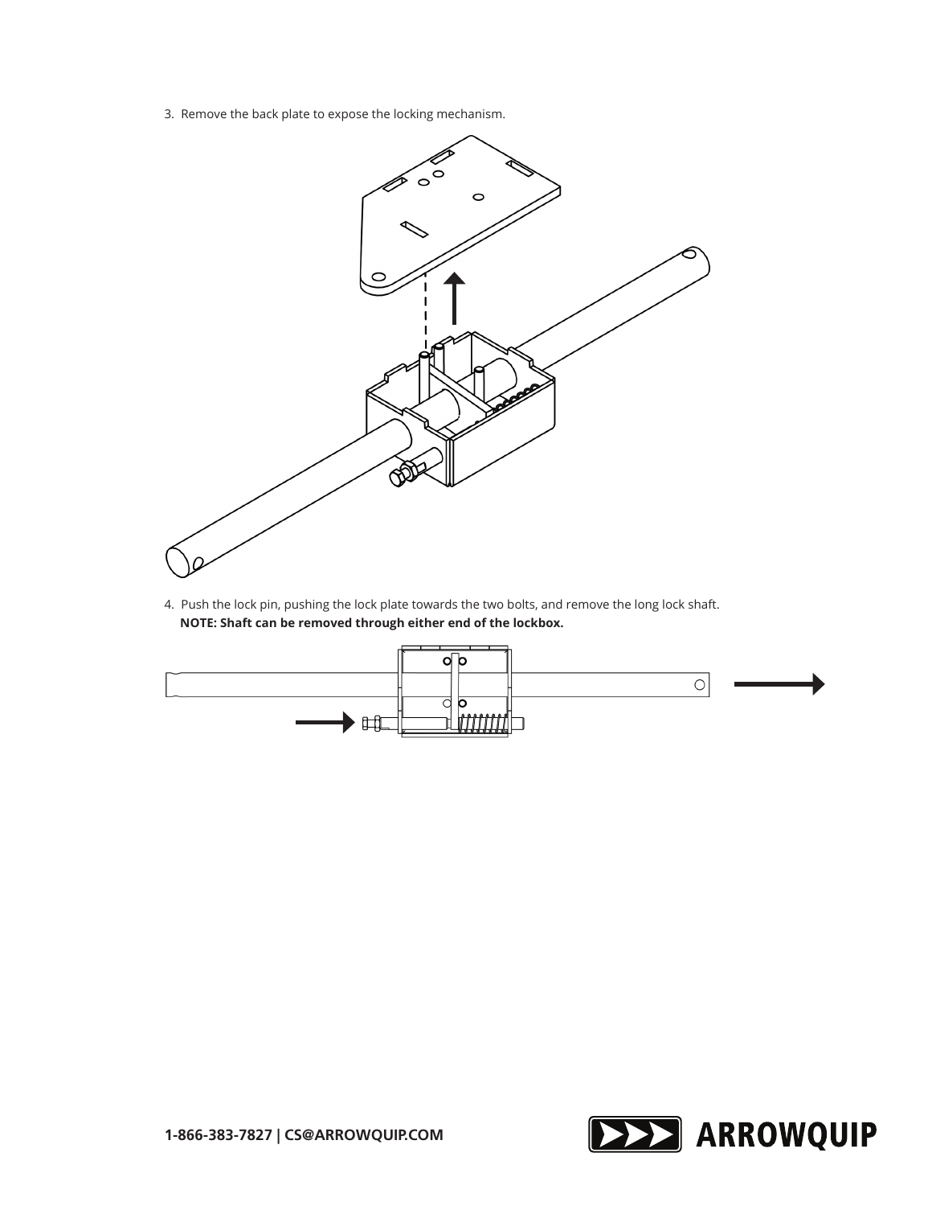3. Remove the back plate to expose the locking mechanism.

4. Push the lock pin, pushing the lock plate towards the two bolts, and remove the long lock shaft.
   **NOTE: Shaft can be removed through either end of the lockbox.**

**1-866-383-7827 | CS@ARROWQUIP.COM**

ARROWQUIP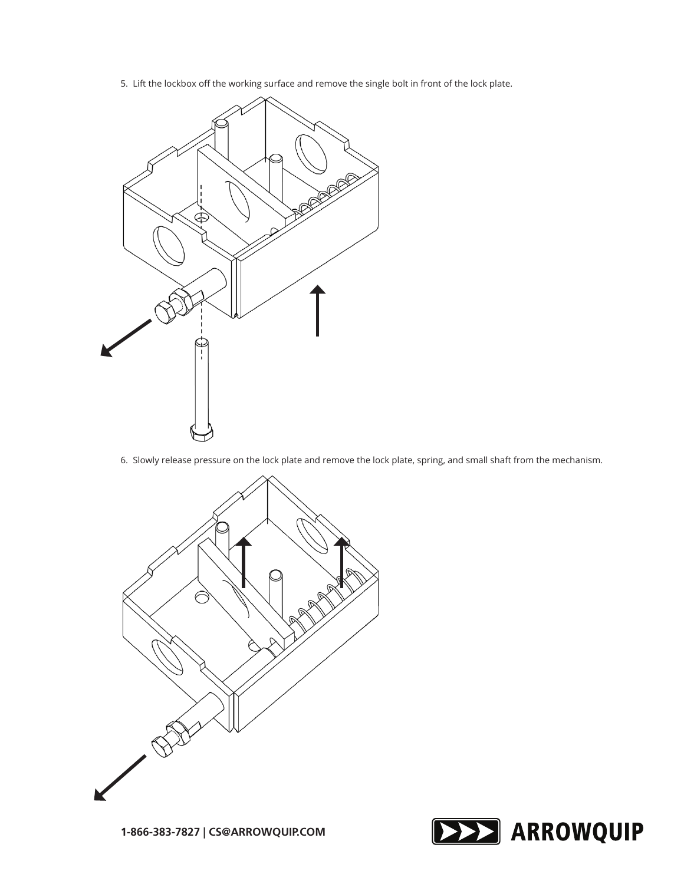5. Lift the lockbox off the working surface and remove the single bolt in front of the lock plate.

6. Slowly release pressure on the lock plate and remove the lock plate, spring, and small shaft from the mechanism.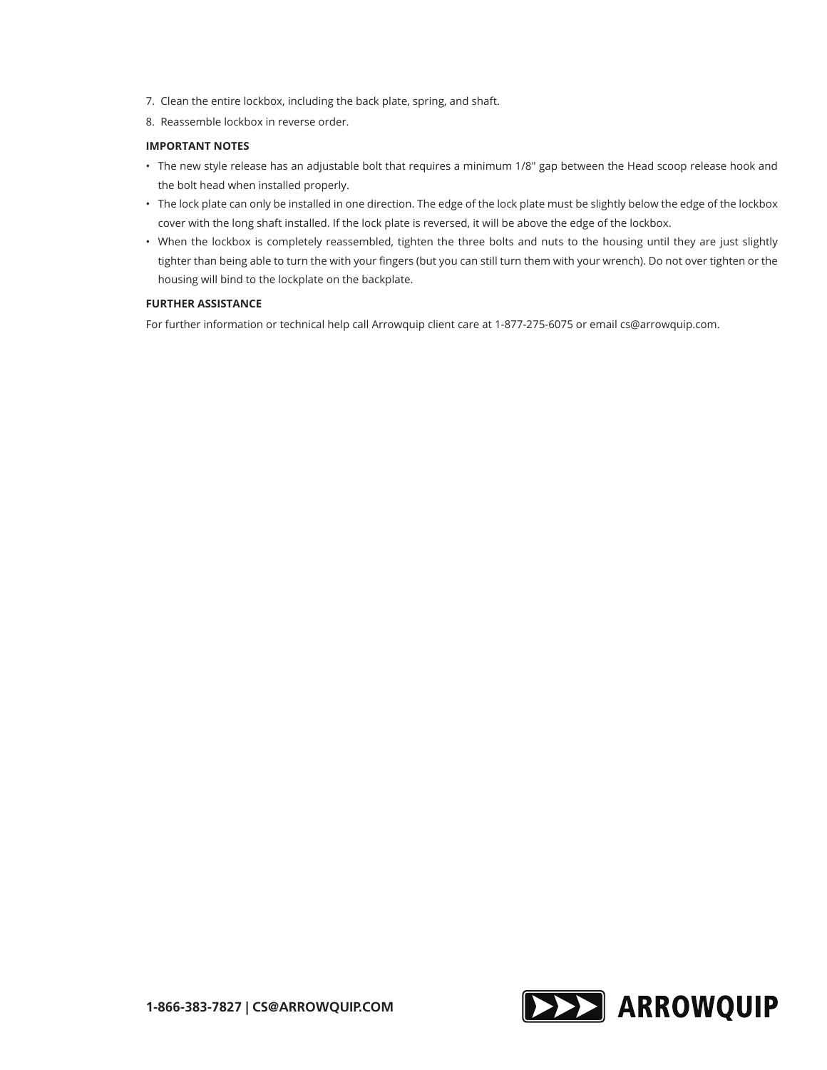7. Clean the entire lockbox, including the back plate, spring, and shaft.
8. Reassemble lockbox in reverse order.

**IMPORTANT NOTES**

- The new style release has an adjustable bolt that requires a minimum 1/8" gap between the Head scoop release hook and the bolt head when installed properly.
- The lock plate can only be installed in one direction. The edge of the lock plate must be slightly below the edge of the lockbox cover with the long shaft installed. If the lock plate is reversed, it will be above the edge of the lockbox.
- When the lockbox is completely reassembled, tighten the three bolts and nuts to the housing until they are just slightly tighter than being able to turn the with your fingers (but you can still turn them with your wrench). Do not over tighten or the housing will bind to the lockplate on the backplate.

**FURTHER ASSISTANCE**

For further information or technical help call Arrowquip client care at 1-877-275-6075 or email cs@arrowquip.com.